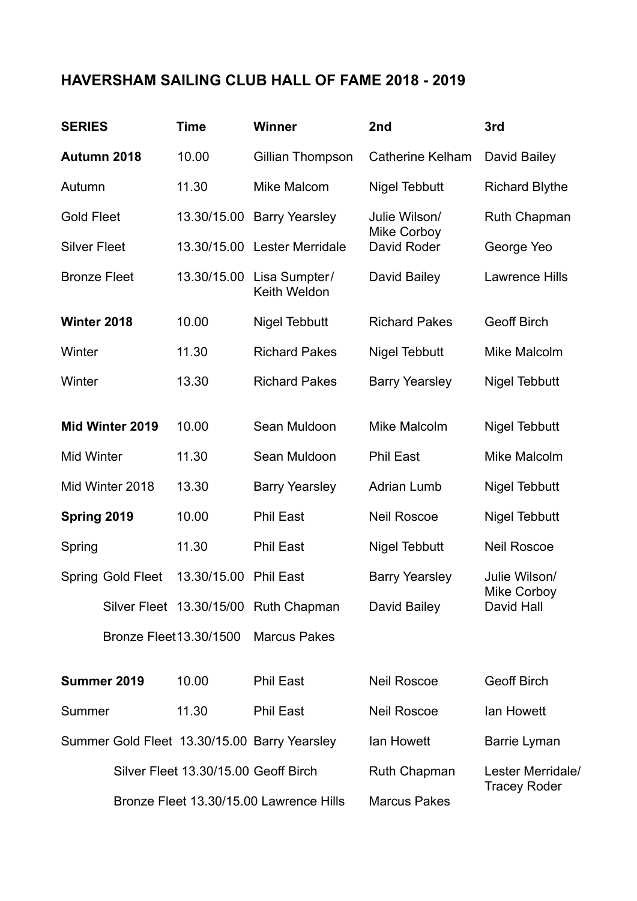# HAVERSHAM SAILING CLUB HALL OF FAME 2018 - 2019

| SERIES | Time | Winner | 2nd | 3rd |
|---|---|---|---|---|
| **Autumn 2018** | 10.00 | Gillian Thompson | Catherine Kelham | David Bailey |
| Autumn | 11.30 | Mike Malcom | Nigel Tebbutt | Richard Blythe |
| Gold Fleet | 13.30/15.00 | Barry Yearsley | Julie Wilson/ Mike Corboy | Ruth Chapman |
| Silver Fleet | 13.30/15.00 | Lester Merridale | David Roder | George Yeo |
| Bronze Fleet | 13.30/15.00 | Lisa Sumpter/ Keith Weldon | David Bailey | Lawrence Hills |
| **Winter 2018** | 10.00 | Nigel Tebbutt | Richard Pakes | Geoff Birch |
| Winter | 11.30 | Richard Pakes | Nigel Tebbutt | Mike Malcolm |
| Winter | 13.30 | Richard Pakes | Barry Yearsley | Nigel Tebbutt |
| **Mid Winter 2019** | 10.00 | Sean Muldoon | Mike Malcolm | Nigel Tebbutt |
| Mid Winter | 11.30 | Sean Muldoon | Phil East | Mike Malcolm |
| Mid Winter 2018 | 13.30 | Barry Yearsley | Adrian Lumb | Nigel Tebbutt |
| **Spring 2019** | 10.00 | Phil East | Neil Roscoe | Nigel Tebbutt |
| Spring | 11.30 | Phil East | Nigel Tebbutt | Neil Roscoe |
| Spring Gold Fleet | 13.30/15.00 | Phil East | Barry Yearsley | Julie Wilson/ Mike Corboy |
| Silver Fleet | 13.30/15/00 | Ruth Chapman | David Bailey | David Hall |
| Bronze Fleet | 13.30/1500 | Marcus Pakes | | |
| **Summer 2019** | 10.00 | Phil East | Neil Roscoe | Geoff Birch |
| Summer | 11.30 | Phil East | Neil Roscoe | Ian Howett |
| Summer Gold Fleet | 13.30/15.00 | Barry Yearsley | Ian Howett | Barrie Lyman |
| Silver Fleet | 13.30/15.00 | Geoff Birch | Ruth Chapman | Lester Merridale/ Tracey Roder |
| Bronze Fleet | 13.30/15.00 | Lawrence Hills | Marcus Pakes | |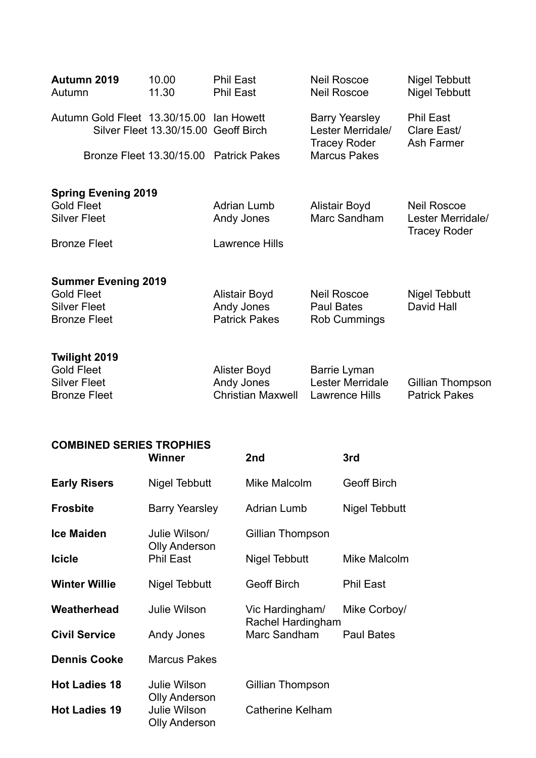| | | | | |
|---|---|---|---|---|
| **Autumn 2019** | 10.00 | Phil East | Neil Roscoe | Nigel Tebbutt |
| Autumn | 11.30 | Phil East | Neil Roscoe | Nigel Tebbutt |
| Autumn Gold Fleet | 13.30/15.00 | Ian Howett | Barry Yearsley | Phil East |
| Silver Fleet | 13.30/15.00 | Geoff Birch | Lester Merridale/ Tracey Roder | Clare East/ Ash Farmer |
| Bronze Fleet | 13.30/15.00 | Patrick Pakes | Marcus Pakes | |

| | | | |
|---|---|---|---|
| **Spring Evening 2019** | | | |
| Gold Fleet | Adrian Lumb | Alistair Boyd | Neil Roscoe |
| Silver Fleet | Andy Jones | Marc Sandham | Lester Merridale/ Tracey Roder |
| Bronze Fleet | Lawrence Hills | | |

| | | | |
|---|---|---|---|
| **Summer Evening 2019** | | | |
| Gold Fleet | Alistair Boyd | Neil Roscoe | Nigel Tebbutt |
| Silver Fleet | Andy Jones | Paul Bates | David Hall |
| Bronze Fleet | Patrick Pakes | Rob Cummings | |

| | | | |
|---|---|---|---|
| **Twilight 2019** | | | |
| Gold Fleet | Alister Boyd | Barrie Lyman | |
| Silver Fleet | Andy Jones | Lester Merridale | Gillian Thompson |
| Bronze Fleet | Christian Maxwell | Lawrence Hills | Patrick Pakes |

**COMBINED SERIES TROPHIES**

| | **Winner** | **2nd** | **3rd** |
|---|---|---|---|
| **Early Risers** | Nigel Tebbutt | Mike Malcolm | Geoff Birch |
| **Frosbite** | Barry Yearsley | Adrian Lumb | Nigel Tebbutt |
| **Ice Maiden** | Julie Wilson/ Olly Anderson | Gillian Thompson | |
| **Icicle** | Phil East | Nigel Tebbutt | Mike Malcolm |
| **Winter Willie** | Nigel Tebbutt | Geoff Birch | Phil East |
| **Weatherhead** | Julie Wilson | Vic Hardingham/ Rachel Hardingham | Mike Corboy/ |
| **Civil Service** | Andy Jones | Marc Sandham | Paul Bates |
| **Dennis Cooke** | Marcus Pakes | | |
| **Hot Ladies 18** | Julie Wilson Olly Anderson | Gillian Thompson | |
| **Hot Ladies 19** | Julie Wilson Olly Anderson | Catherine Kelham | |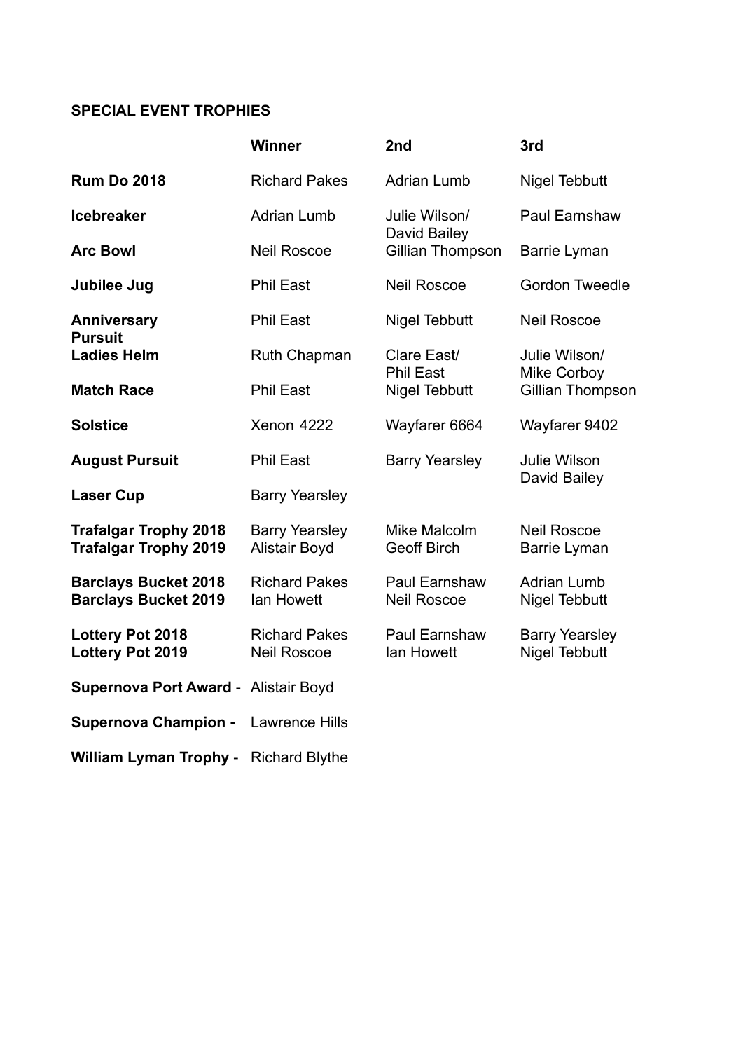**SPECIAL EVENT TROPHIES**

| | Winner | 2nd | 3rd |
|---|---|---|---|
| **Rum Do 2018** | Richard Pakes | Adrian Lumb | Nigel Tebbutt |
| **Icebreaker** | Adrian Lumb | Julie Wilson/ David Bailey | Paul Earnshaw |
| **Arc Bowl** | Neil Roscoe | Gillian Thompson | Barrie Lyman |
| **Jubilee Jug** | Phil East | Neil Roscoe | Gordon Tweedle |
| **Anniversary Pursuit** | Phil East | Nigel Tebbutt | Neil Roscoe |
| **Ladies Helm** | Ruth Chapman | Clare East/ Phil East | Julie Wilson/ Mike Corboy |
| **Match Race** | Phil East | Nigel Tebbutt | Gillian Thompson |
| **Solstice** | Xenon 4222 | Wayfarer 6664 | Wayfarer 9402 |
| **August Pursuit** | Phil East | Barry Yearsley | Julie Wilson David Bailey |
| **Laser Cup** | Barry Yearsley | | |
| **Trafalgar Trophy 2018** | Barry Yearsley | Mike Malcolm | Neil Roscoe |
| **Trafalgar Trophy 2019** | Alistair Boyd | Geoff Birch | Barrie Lyman |
| **Barclays Bucket 2018** | Richard Pakes | Paul Earnshaw | Adrian Lumb |
| **Barclays Bucket 2019** | Ian Howett | Neil Roscoe | Nigel Tebbutt |
| **Lottery Pot 2018** | Richard Pakes | Paul Earnshaw | Barry Yearsley |
| **Lottery Pot 2019** | Neil Roscoe | Ian Howett | Nigel Tebbutt |

**Supernova Port Award** - Alistair Boyd

**Supernova Champion -** Lawrence Hills

**William Lyman Trophy** - Richard Blythe